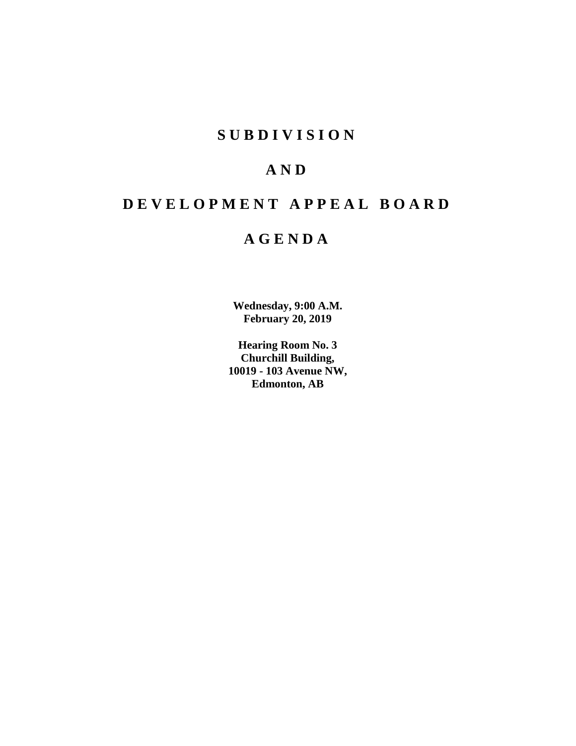# S U B D I V I S I O N

# A N D

# D E V E L O P M E N T A P P E A L B O A R D

# A G E N D A

**Wednesday, 9:00 A.M.**
**February 20, 2019**

**Hearing Room No. 3**
**Churchill Building,**
**10019 - 103 Avenue NW,**
**Edmonton, AB**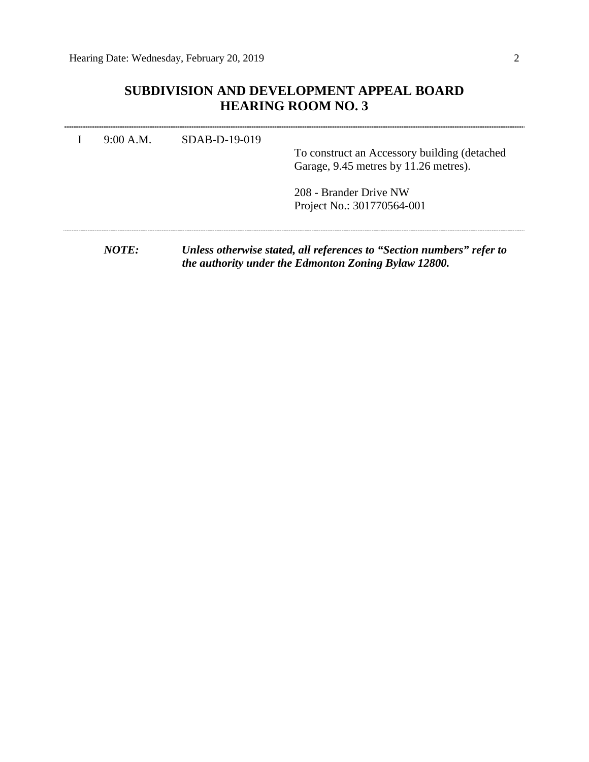# SUBDIVISION AND DEVELOPMENT APPEAL BOARD
# HEARING ROOM NO. 3

---

| | | | |
|---|---|---|---|
| I | 9:00 A.M. | SDAB-D-19-019 | To construct an Accessory building (detached Garage, 9.45 metres by 11.26 metres).<br><br>208 - Brander Drive NW<br>Project No.: 301770564-001 |

---

***NOTE:*** ***Unless otherwise stated, all references to "Section numbers" refer to the authority under the Edmonton Zoning Bylaw 12800.***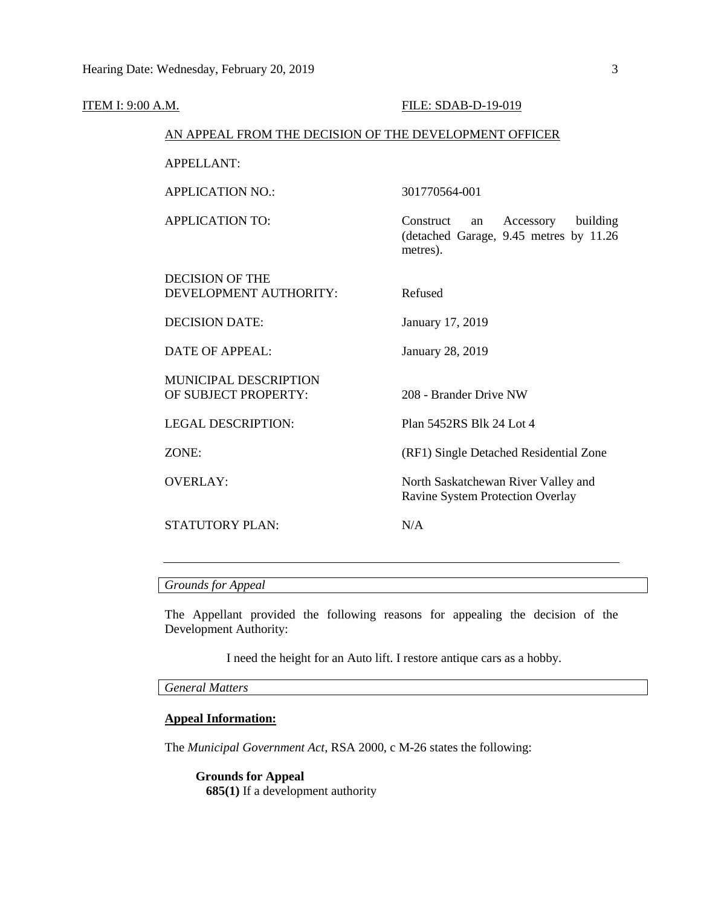ITEM I: 9:00 A.M. FILE: SDAB-D-19-019

AN APPEAL FROM THE DECISION OF THE DEVELOPMENT OFFICER

| | |
|---|---|
| APPELLANT: | |
| APPLICATION NO.: | 301770564-001 |
| APPLICATION TO: | Construct an Accessory building (detached Garage, 9.45 metres by 11.26 metres). |
| DECISION OF THE DEVELOPMENT AUTHORITY: | Refused |
| DECISION DATE: | January 17, 2019 |
| DATE OF APPEAL: | January 28, 2019 |
| MUNICIPAL DESCRIPTION OF SUBJECT PROPERTY: | 208 - Brander Drive NW |
| LEGAL DESCRIPTION: | Plan 5452RS Blk 24 Lot 4 |
| ZONE: | (RF1) Single Detached Residential Zone |
| OVERLAY: | North Saskatchewan River Valley and Ravine System Protection Overlay |
| STATUTORY PLAN: | N/A |

---

*Grounds for Appeal*

The Appellant provided the following reasons for appealing the decision of the Development Authority:

> I need the height for an Auto lift. I restore antique cars as a hobby.

*General Matters*

**Appeal Information:**

The *Municipal Government Act*, RSA 2000, c M-26 states the following:

**Grounds for Appeal**
**685(1)** If a development authority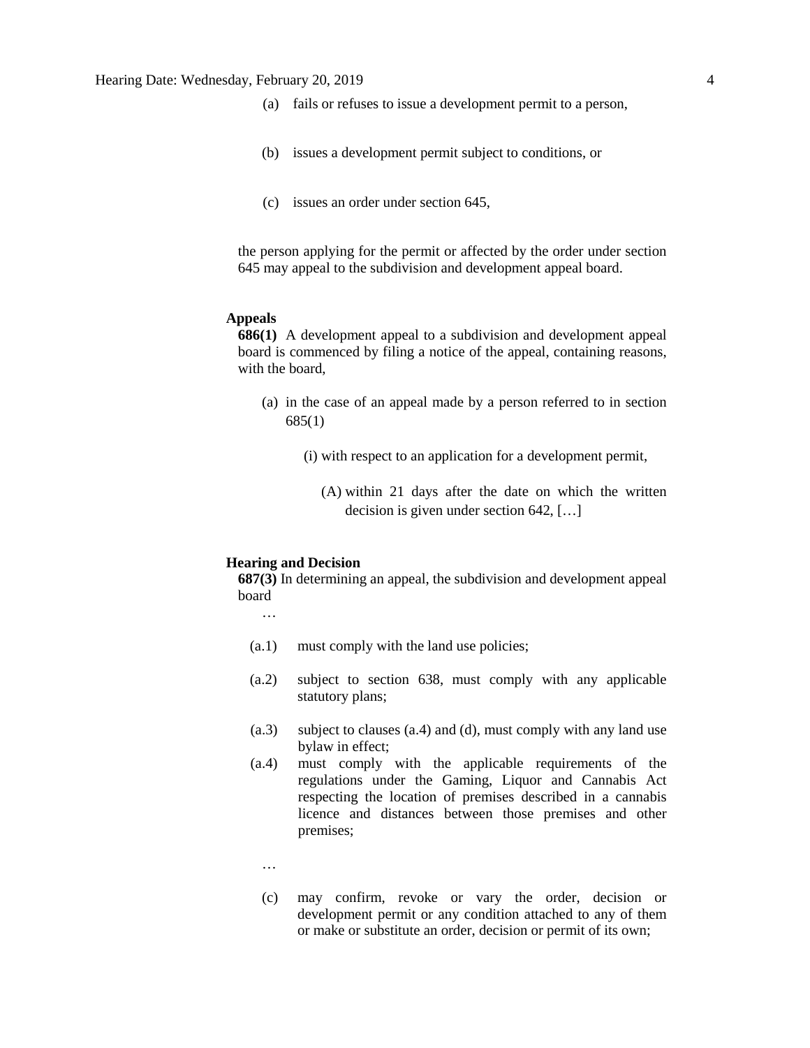(a) fails or refuses to issue a development permit to a person,

(b) issues a development permit subject to conditions, or

(c) issues an order under section 645,

the person applying for the permit or affected by the order under section 645 may appeal to the subdivision and development appeal board.

**Appeals**

**686(1)** A development appeal to a subdivision and development appeal board is commenced by filing a notice of the appeal, containing reasons, with the board,

(a) in the case of an appeal made by a person referred to in section 685(1)

(i) with respect to an application for a development permit,

(A) within 21 days after the date on which the written decision is given under section 642, […]

**Hearing and Decision**

**687(3)** In determining an appeal, the subdivision and development appeal board

…

(a.1) must comply with the land use policies;

(a.2) subject to section 638, must comply with any applicable statutory plans;

(a.3) subject to clauses (a.4) and (d), must comply with any land use bylaw in effect;

(a.4) must comply with the applicable requirements of the regulations under the Gaming, Liquor and Cannabis Act respecting the location of premises described in a cannabis licence and distances between those premises and other premises;

…

(c) may confirm, revoke or vary the order, decision or development permit or any condition attached to any of them or make or substitute an order, decision or permit of its own;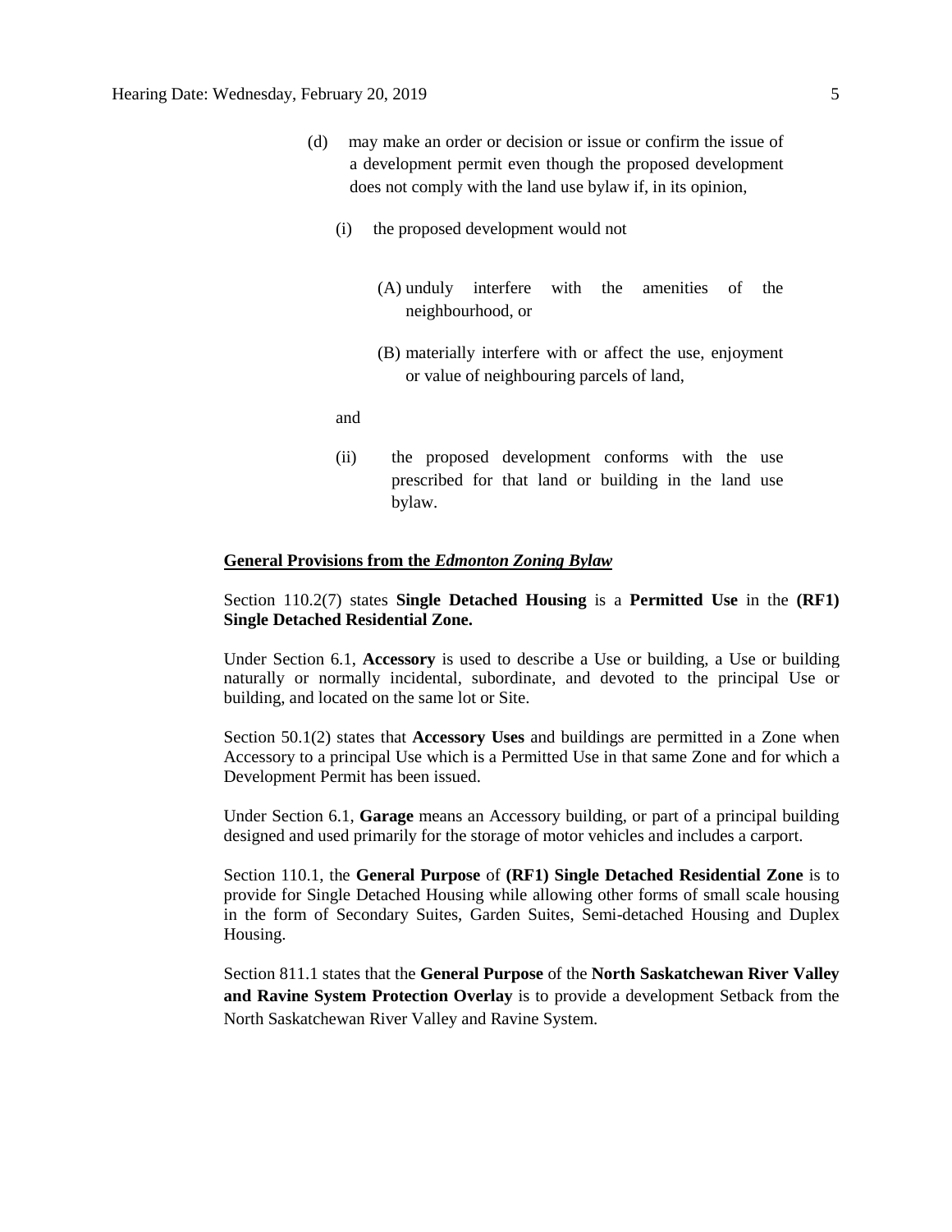(d) may make an order or decision or issue or confirm the issue of a development permit even though the proposed development does not comply with the land use bylaw if, in its opinion,

   (i) the proposed development would not

      (A) unduly interfere with the amenities of the neighbourhood, or

      (B) materially interfere with or affect the use, enjoyment or value of neighbouring parcels of land,

   and

   (ii) the proposed development conforms with the use prescribed for that land or building in the land use bylaw.

**General Provisions from the *Edmonton Zoning Bylaw***

Section 110.2(7) states **Single Detached Housing** is a **Permitted Use** in the **(RF1) Single Detached Residential Zone.**

Under Section 6.1, **Accessory** is used to describe a Use or building, a Use or building naturally or normally incidental, subordinate, and devoted to the principal Use or building, and located on the same lot or Site.

Section 50.1(2) states that **Accessory Uses** and buildings are permitted in a Zone when Accessory to a principal Use which is a Permitted Use in that same Zone and for which a Development Permit has been issued.

Under Section 6.1, **Garage** means an Accessory building, or part of a principal building designed and used primarily for the storage of motor vehicles and includes a carport.

Section 110.1, the **General Purpose** of **(RF1) Single Detached Residential Zone** is to provide for Single Detached Housing while allowing other forms of small scale housing in the form of Secondary Suites, Garden Suites, Semi-detached Housing and Duplex Housing.

Section 811.1 states that the **General Purpose** of the **North Saskatchewan River Valley and Ravine System Protection Overlay** is to provide a development Setback from the North Saskatchewan River Valley and Ravine System.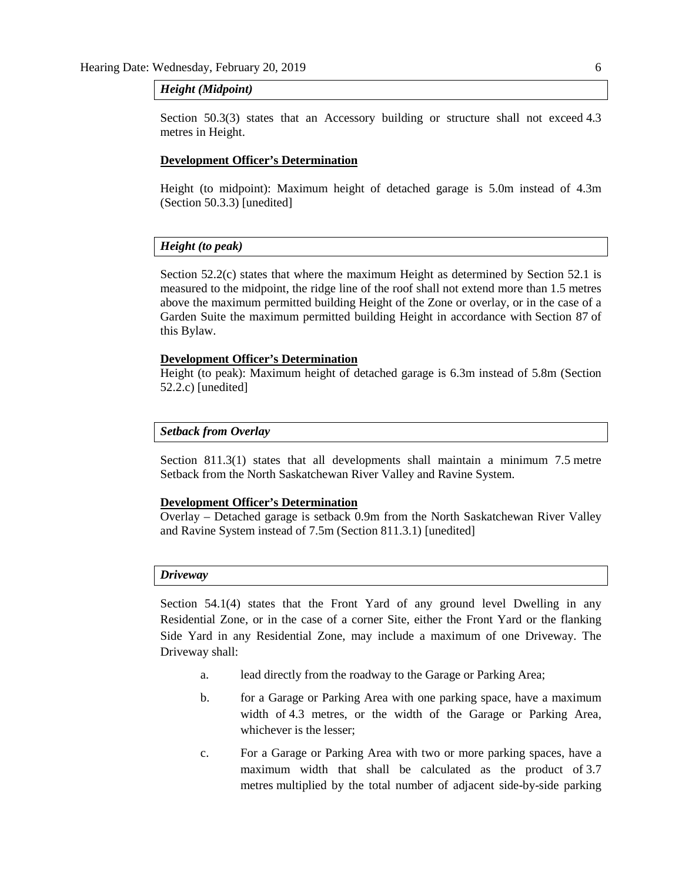***Height (Midpoint)***

Section 50.3(3) states that an Accessory building or structure shall not exceed 4.3 metres in Height.

**Development Officer's Determination**

Height (to midpoint): Maximum height of detached garage is 5.0m instead of 4.3m (Section 50.3.3) [unedited]

***Height (to peak)***

Section 52.2(c) states that where the maximum Height as determined by Section 52.1 is measured to the midpoint, the ridge line of the roof shall not extend more than 1.5 metres above the maximum permitted building Height of the Zone or overlay, or in the case of a Garden Suite the maximum permitted building Height in accordance with Section 87 of this Bylaw.

**Development Officer's Determination**

Height (to peak): Maximum height of detached garage is 6.3m instead of 5.8m (Section 52.2.c) [unedited]

***Setback from Overlay***

Section 811.3(1) states that all developments shall maintain a minimum 7.5 metre Setback from the North Saskatchewan River Valley and Ravine System.

**Development Officer's Determination**

Overlay – Detached garage is setback 0.9m from the North Saskatchewan River Valley and Ravine System instead of 7.5m (Section 811.3.1) [unedited]

***Driveway***

Section 54.1(4) states that the Front Yard of any ground level Dwelling in any Residential Zone, or in the case of a corner Site, either the Front Yard or the flanking Side Yard in any Residential Zone, may include a maximum of one Driveway. The Driveway shall:

a. lead directly from the roadway to the Garage or Parking Area;

b. for a Garage or Parking Area with one parking space, have a maximum width of 4.3 metres, or the width of the Garage or Parking Area, whichever is the lesser;

c. For a Garage or Parking Area with two or more parking spaces, have a maximum width that shall be calculated as the product of 3.7 metres multiplied by the total number of adjacent side-by-side parking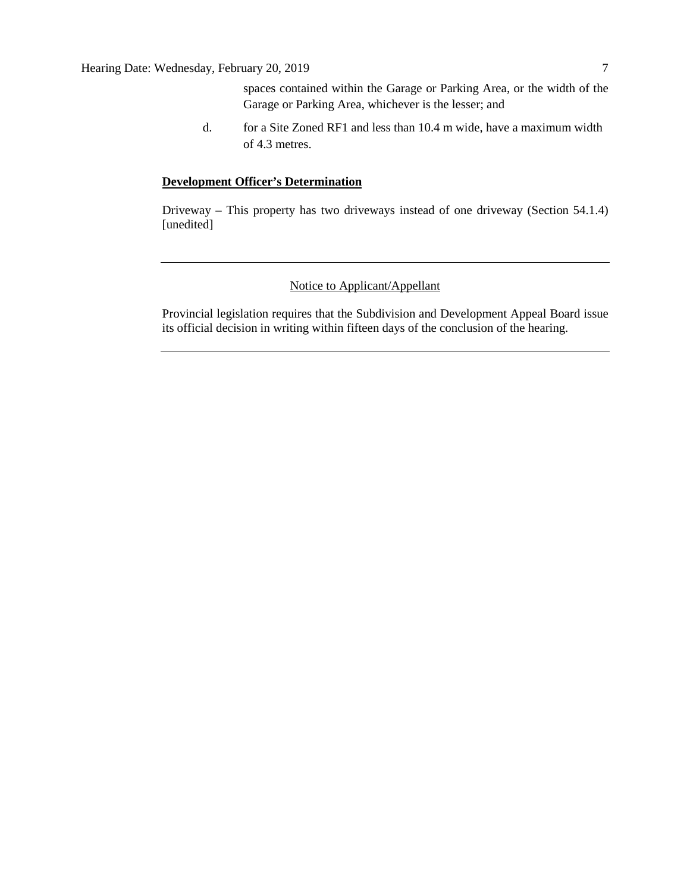spaces contained within the Garage or Parking Area, or the width of the Garage or Parking Area, whichever is the lesser; and

d. for a Site Zoned RF1 and less than 10.4 m wide, have a maximum width of 4.3 metres.

**Development Officer's Determination**

Driveway – This property has two driveways instead of one driveway (Section 54.1.4) [unedited]

---

Notice to Applicant/Appellant

Provincial legislation requires that the Subdivision and Development Appeal Board issue its official decision in writing within fifteen days of the conclusion of the hearing.

---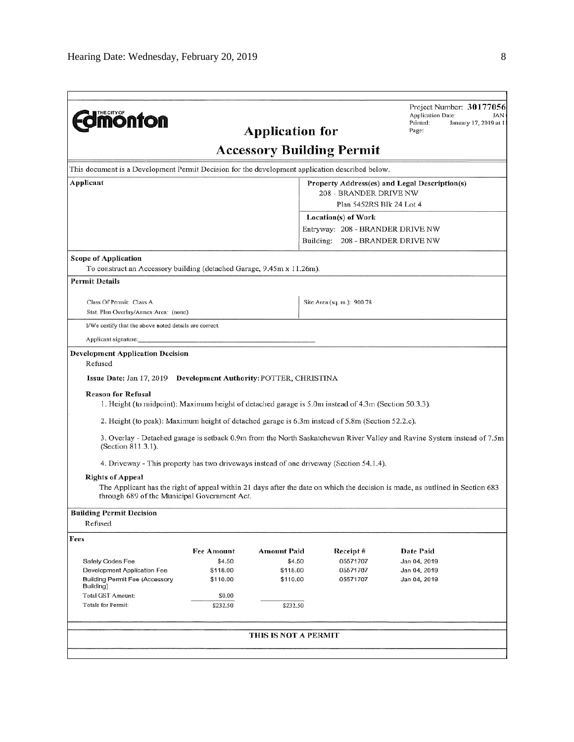Edmonton (THE CITY OF)

Project Number: **30177056**
Application Date: JAN
Printed: January 17, 2019 at 1
Page:

## Application for

## Accessory Building Permit

This document is a Development Permit Decision for the development application described below.

| **Applicant** | **Property Address(es) and Legal Description(s)** |
|---|---|
| | 208 - BRANDER DRIVE NW |
| | Plan 5452RS Blk 24 Lot 4 |
| | **Location(s) of Work** |
| | Entryway: 208 - BRANDER DRIVE NW |
| | Building: 208 - BRANDER DRIVE NW |

**Scope of Application**

To construct an Accessory building (detached Garage, 9.45m x 11.26m).

**Permit Details**

| | |
|---|---|
| Class Of Permit: Class A | Site Area (sq. m.): 900.78 |
| Stat. Plan Overlay/Annex Area: (none) | |

I/We certify that the above noted details are correct.

Applicant signature:

**Development Application Decision**

Refused

**Issue Date:** Jan 17, 2019 **Development Authority:** POTTER, CHRISTINA

**Reason for Refusal**

1. Height (to midpoint): Maximum height of detached garage is 5.0m instead of 4.3m (Section 50.3.3).

2. Height (to peak): Maximum height of detached garage is 6.3m instead of 5.8m (Section 52.2.c).

3. Overlay - Detached garage is setback 0.9m from the North Saskatchewan River Valley and Ravine System instead of 7.5m (Section 811.3.1).

4. Driveway - This property has two driveways instead of one driveway (Section 54.1.4).

**Rights of Appeal**

The Applicant has the right of appeal within 21 days after the date on which the decision is made, as outlined in Section 683 through 689 of the Municipal Government Act.

**Building Permit Decision**

Refused

**Fees**

| | Fee Amount | Amount Paid | Receipt # | Date Paid |
|---|---|---|---|---|
| Safety Codes Fee | $4.50 | $4.50 | 05571707 | Jan 04, 2019 |
| Development Application Fee | $118.00 | $118.00 | 05571707 | Jan 04, 2019 |
| Building Permit Fee (Accessory Building) | $110.00 | $110.00 | 05571707 | Jan 04, 2019 |
| Total GST Amount: | $0.00 | | | |
| Totals for Permit: | $232.50 | $232.50 | | |

**THIS IS NOT A PERMIT**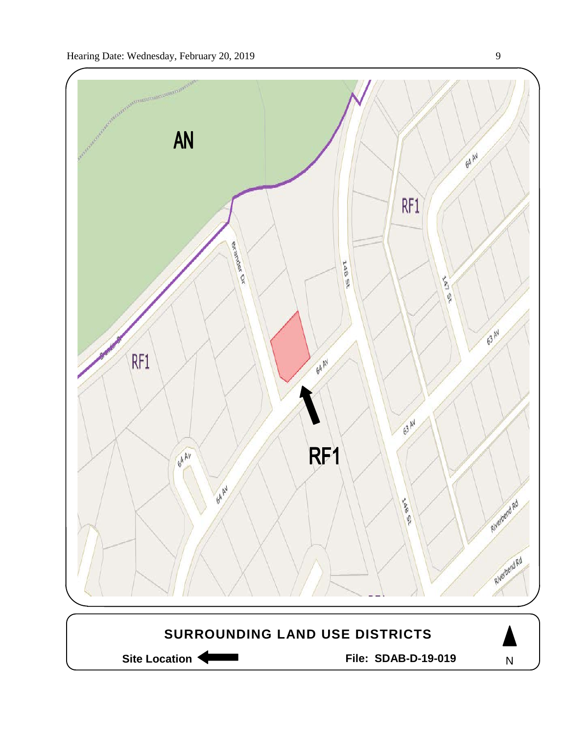AN

RF1

RF1

RF1

Brander Dr

148 St

147 St

64 Av

64 Av

64 Av

64 Av

63 Av

63 Av

148 St

Riverbend Rd

Riverbend Rd

**SURROUNDING LAND USE DISTRICTS**

**Site Location**

**File: SDAB-D-19-019**

N